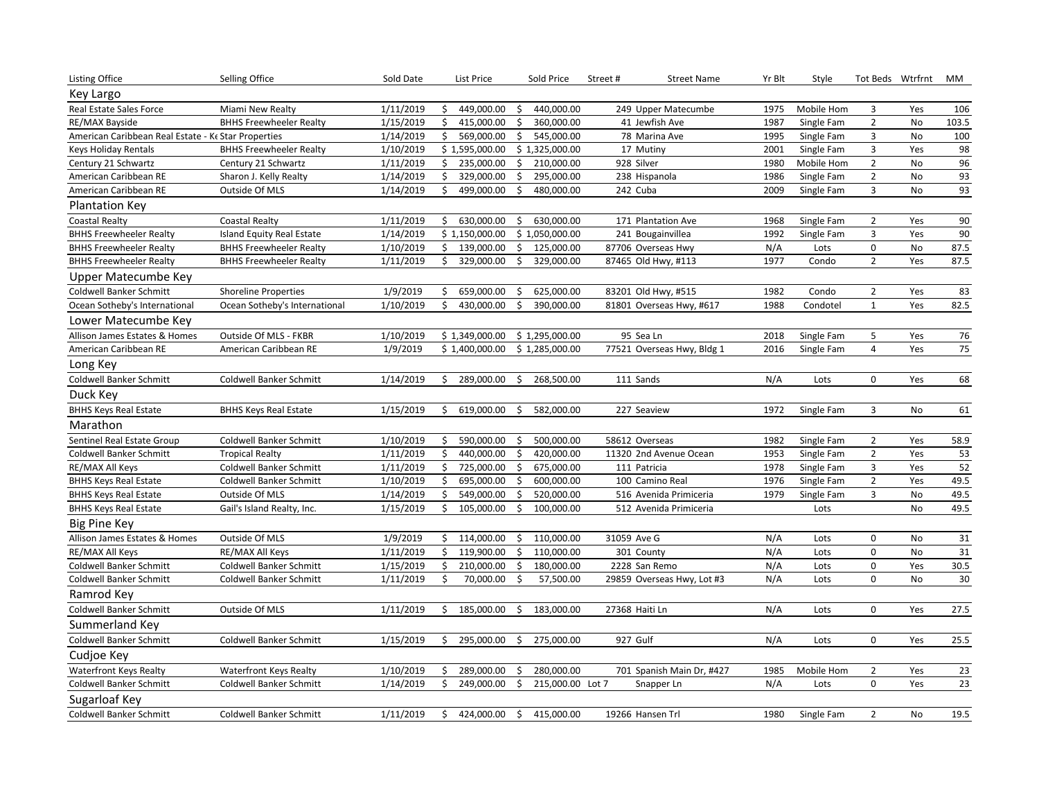| Listing Office | Selling Office | Sold Date | List Price | Sold Price | Street # | Street Name | Yr Blt | Style | Tot Beds | Wtrfrnt | MM |
|---|---|---|---|---|---|---|---|---|---|---|---|
| **Key Largo** | | | | | | | | | | | |
| Real Estate Sales Force | Miami New Realty | 1/11/2019 | $ 449,000.00 | $ 440,000.00 | 249 | Upper Matecumbe | 1975 | Mobile Hom | 3 | Yes | 106 |
| RE/MAX Bayside | BHHS Freewheeler Realty | 1/15/2019 | $ 415,000.00 | $ 360,000.00 | 41 | Jewfish Ave | 1987 | Single Fam | 2 | No | 103.5 |
| American Caribbean Real Estate - Ke | Star Properties | 1/14/2019 | $ 569,000.00 | $ 545,000.00 | 78 | Marina Ave | 1995 | Single Fam | 3 | No | 100 |
| Keys Holiday Rentals | BHHS Freewheeler Realty | 1/10/2019 | $ 1,595,000.00 | $ 1,325,000.00 | 17 | Mutiny | 2001 | Single Fam | 3 | Yes | 98 |
| Century 21 Schwartz | Century 21 Schwartz | 1/11/2019 | $ 235,000.00 | $ 210,000.00 | 928 | Silver | 1980 | Mobile Hom | 2 | No | 96 |
| American Caribbean RE | Sharon J. Kelly Realty | 1/14/2019 | $ 329,000.00 | $ 295,000.00 | 238 | Hispanola | 1986 | Single Fam | 2 | No | 93 |
| American Caribbean RE | Outside Of MLS | 1/14/2019 | $ 499,000.00 | $ 480,000.00 | 242 | Cuba | 2009 | Single Fam | 3 | No | 93 |
| **Plantation Key** | | | | | | | | | | | |
| Coastal Realty | Coastal Realty | 1/11/2019 | $ 630,000.00 | $ 630,000.00 | 171 | Plantation Ave | 1968 | Single Fam | 2 | Yes | 90 |
| BHHS Freewheeler Realty | Island Equity Real Estate | 1/14/2019 | $ 1,150,000.00 | $ 1,050,000.00 | 241 | Bougainvillea | 1992 | Single Fam | 3 | Yes | 90 |
| BHHS Freewheeler Realty | BHHS Freewheeler Realty | 1/10/2019 | $ 139,000.00 | $ 125,000.00 | 87706 | Overseas Hwy | N/A | Lots | 0 | No | 87.5 |
| BHHS Freewheeler Realty | BHHS Freewheeler Realty | 1/11/2019 | $ 329,000.00 | $ 329,000.00 | 87465 | Old Hwy, #113 | 1977 | Condo | 2 | Yes | 87.5 |
| **Upper Matecumbe Key** | | | | | | | | | | | |
| Coldwell Banker Schmitt | Shoreline Properties | 1/9/2019 | $ 659,000.00 | $ 625,000.00 | 83201 | Old Hwy, #515 | 1982 | Condo | 2 | Yes | 83 |
| Ocean Sotheby's International | Ocean Sotheby's International | 1/10/2019 | $ 430,000.00 | $ 390,000.00 | 81801 | Overseas Hwy, #617 | 1988 | Condotel | 1 | Yes | 82.5 |
| **Lower Matecumbe Key** | | | | | | | | | | | |
| Allison James Estates & Homes | Outside Of MLS - FKBR | 1/10/2019 | $ 1,349,000.00 | $ 1,295,000.00 | 95 | Sea Ln | 2018 | Single Fam | 5 | Yes | 76 |
| American Caribbean RE | American Caribbean RE | 1/9/2019 | $ 1,400,000.00 | $ 1,285,000.00 | 77521 | Overseas Hwy, Bldg 1 | 2016 | Single Fam | 4 | Yes | 75 |
| **Long Key** | | | | | | | | | | | |
| Coldwell Banker Schmitt | Coldwell Banker Schmitt | 1/14/2019 | $ 289,000.00 | $ 268,500.00 | 111 | Sands | N/A | Lots | 0 | Yes | 68 |
| **Duck Key** | | | | | | | | | | | |
| BHHS Keys Real Estate | BHHS Keys Real Estate | 1/15/2019 | $ 619,000.00 | $ 582,000.00 | 227 | Seaview | 1972 | Single Fam | 3 | No | 61 |
| **Marathon** | | | | | | | | | | | |
| Sentinel Real Estate Group | Coldwell Banker Schmitt | 1/10/2019 | $ 590,000.00 | $ 500,000.00 | 58612 | Overseas | 1982 | Single Fam | 2 | Yes | 58.9 |
| Coldwell Banker Schmitt | Tropical Realty | 1/11/2019 | $ 440,000.00 | $ 420,000.00 | 11320 | 2nd Avenue Ocean | 1953 | Single Fam | 2 | Yes | 53 |
| RE/MAX All Keys | Coldwell Banker Schmitt | 1/11/2019 | $ 725,000.00 | $ 675,000.00 | 111 | Patricia | 1978 | Single Fam | 3 | Yes | 52 |
| BHHS Keys Real Estate | Coldwell Banker Schmitt | 1/10/2019 | $ 695,000.00 | $ 600,000.00 | 100 | Camino Real | 1976 | Single Fam | 2 | Yes | 49.5 |
| BHHS Keys Real Estate | Outside Of MLS | 1/14/2019 | $ 549,000.00 | $ 520,000.00 | 516 | Avenida Primiceria | 1979 | Single Fam | 3 | No | 49.5 |
| BHHS Keys Real Estate | Gail's Island Realty, Inc. | 1/15/2019 | $ 105,000.00 | $ 100,000.00 | 512 | Avenida Primiceria | | Lots | | No | 49.5 |
| **Big Pine Key** | | | | | | | | | | | |
| Allison James Estates & Homes | Outside Of MLS | 1/9/2019 | $ 114,000.00 | $ 110,000.00 | 31059 | Ave G | N/A | Lots | 0 | No | 31 |
| RE/MAX All Keys | RE/MAX All Keys | 1/11/2019 | $ 119,900.00 | $ 110,000.00 | 301 | County | N/A | Lots | 0 | No | 31 |
| Coldwell Banker Schmitt | Coldwell Banker Schmitt | 1/15/2019 | $ 210,000.00 | $ 180,000.00 | 2228 | San Remo | N/A | Lots | 0 | Yes | 30.5 |
| Coldwell Banker Schmitt | Coldwell Banker Schmitt | 1/11/2019 | $ 70,000.00 | $ 57,500.00 | 29859 | Overseas Hwy, Lot #3 | N/A | Lots | 0 | No | 30 |
| **Ramrod Key** | | | | | | | | | | | |
| Coldwell Banker Schmitt | Outside Of MLS | 1/11/2019 | $ 185,000.00 | $ 183,000.00 | 27368 | Haiti Ln | N/A | Lots | 0 | Yes | 27.5 |
| **Summerland Key** | | | | | | | | | | | |
| Coldwell Banker Schmitt | Coldwell Banker Schmitt | 1/15/2019 | $ 295,000.00 | $ 275,000.00 | 927 | Gulf | N/A | Lots | 0 | Yes | 25.5 |
| **Cudjoe Key** | | | | | | | | | | | |
| Waterfront Keys Realty | Waterfront Keys Realty | 1/10/2019 | $ 289,000.00 | $ 280,000.00 | 701 | Spanish Main Dr, #427 | 1985 | Mobile Hom | 2 | Yes | 23 |
| Coldwell Banker Schmitt | Coldwell Banker Schmitt | 1/14/2019 | $ 249,000.00 | $ 215,000.00 | Lot 7 | Snapper Ln | N/A | Lots | 0 | Yes | 23 |
| **Sugarloaf Key** | | | | | | | | | | | |
| Coldwell Banker Schmitt | Coldwell Banker Schmitt | 1/11/2019 | $ 424,000.00 | $ 415,000.00 | 19266 | Hansen Trl | 1980 | Single Fam | 2 | No | 19.5 |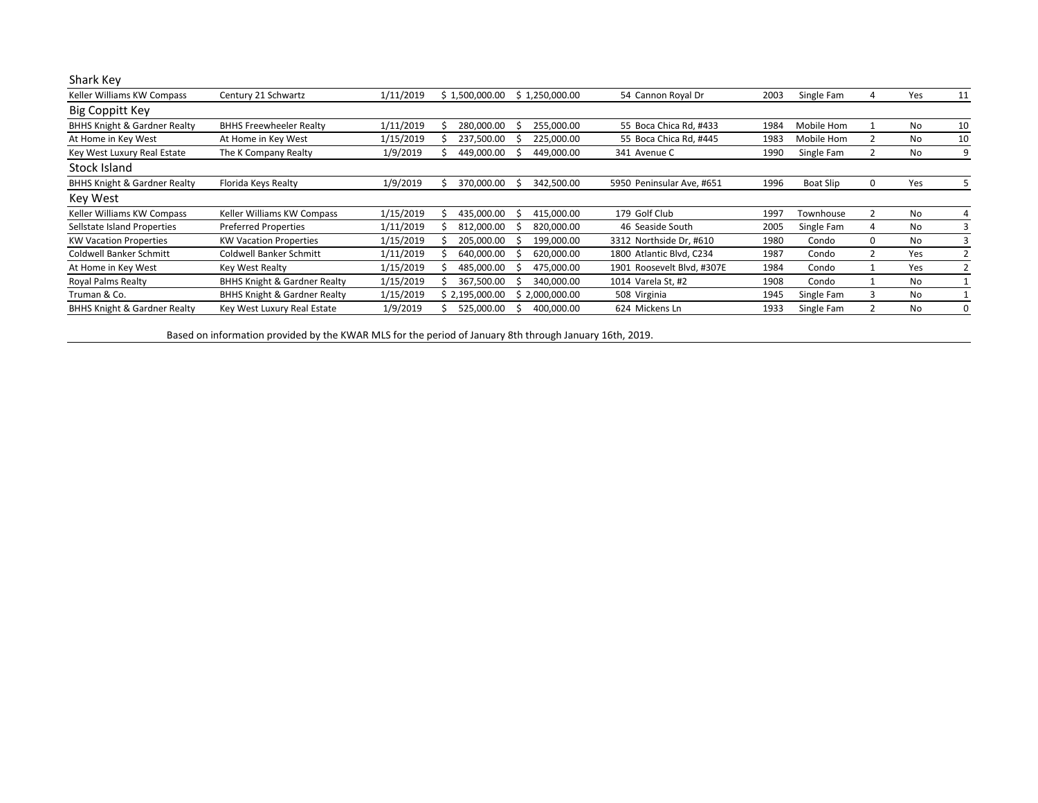| | | | | | | | | | | |
|---|---|---|---|---|---|---|---|---|---|---|
| **Shark Key** | | | | | | | | | | |
| Keller Williams KW Compass | Century 21 Schwartz | 1/11/2019 | $ 1,500,000.00 | $ 1,250,000.00 | 54 Cannon Royal Dr | 2003 | Single Fam | 4 | Yes | 11 |
| **Big Coppitt Key** | | | | | | | | | | |
| BHHS Knight & Gardner Realty | BHHS Freewheeler Realty | 1/11/2019 | $ 280,000.00 | $ 255,000.00 | 55 Boca Chica Rd, #433 | 1984 | Mobile Hom | 1 | No | 10 |
| At Home in Key West | At Home in Key West | 1/15/2019 | $ 237,500.00 | $ 225,000.00 | 55 Boca Chica Rd, #445 | 1983 | Mobile Hom | 2 | No | 10 |
| Key West Luxury Real Estate | The K Company Realty | 1/9/2019 | $ 449,000.00 | $ 449,000.00 | 341 Avenue C | 1990 | Single Fam | 2 | No | 9 |
| **Stock Island** | | | | | | | | | | |
| BHHS Knight & Gardner Realty | Florida Keys Realty | 1/9/2019 | $ 370,000.00 | $ 342,500.00 | 5950 Peninsular Ave, #651 | 1996 | Boat Slip | 0 | Yes | 5 |
| **Key West** | | | | | | | | | | |
| Keller Williams KW Compass | Keller Williams KW Compass | 1/15/2019 | $ 435,000.00 | $ 415,000.00 | 179 Golf Club | 1997 | Townhouse | 2 | No | 4 |
| Sellstate Island Properties | Preferred Properties | 1/11/2019 | $ 812,000.00 | $ 820,000.00 | 46 Seaside South | 2005 | Single Fam | 4 | No | 3 |
| KW Vacation Properties | KW Vacation Properties | 1/15/2019 | $ 205,000.00 | $ 199,000.00 | 3312 Northside Dr, #610 | 1980 | Condo | 0 | No | 3 |
| Coldwell Banker Schmitt | Coldwell Banker Schmitt | 1/11/2019 | $ 640,000.00 | $ 620,000.00 | 1800 Atlantic Blvd, C234 | 1987 | Condo | 2 | Yes | 2 |
| At Home in Key West | Key West Realty | 1/15/2019 | $ 485,000.00 | $ 475,000.00 | 1901 Roosevelt Blvd, #307E | 1984 | Condo | 1 | Yes | 2 |
| Royal Palms Realty | BHHS Knight & Gardner Realty | 1/15/2019 | $ 367,500.00 | $ 340,000.00 | 1014 Varela St, #2 | 1908 | Condo | 1 | No | 1 |
| Truman & Co. | BHHS Knight & Gardner Realty | 1/15/2019 | $ 2,195,000.00 | $ 2,000,000.00 | 508 Virginia | 1945 | Single Fam | 3 | No | 1 |
| BHHS Knight & Gardner Realty | Key West Luxury Real Estate | 1/9/2019 | $ 525,000.00 | $ 400,000.00 | 624 Mickens Ln | 1933 | Single Fam | 2 | No | 0 |

Based on information provided by the KWAR MLS for the period of January 8th through January 16th, 2019.